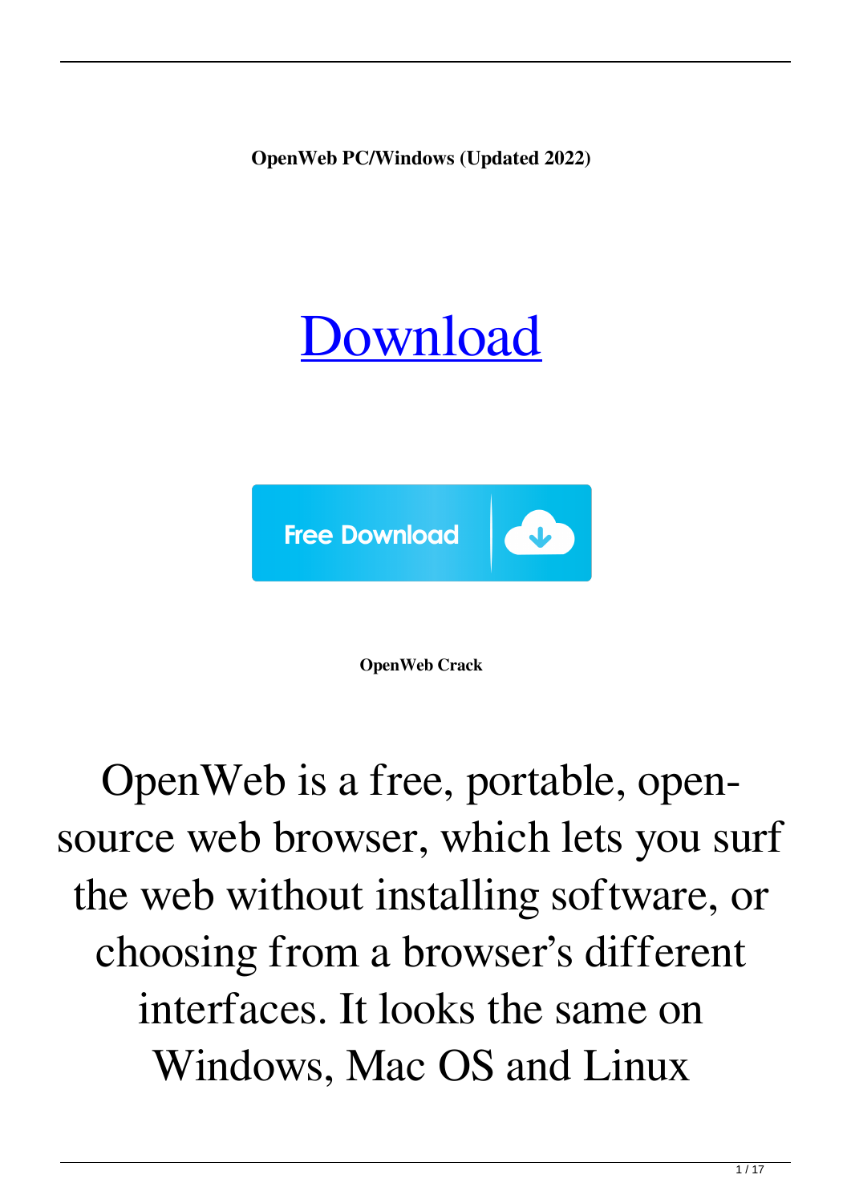**OpenWeb PC/Windows (Updated 2022)**

[Download]

Free Download

**OpenWeb Crack**

OpenWeb is a free, portable, open-source web browser, which lets you surf the web without installing software, or choosing from a browser's different interfaces. It looks the same on Windows, Mac OS and Linux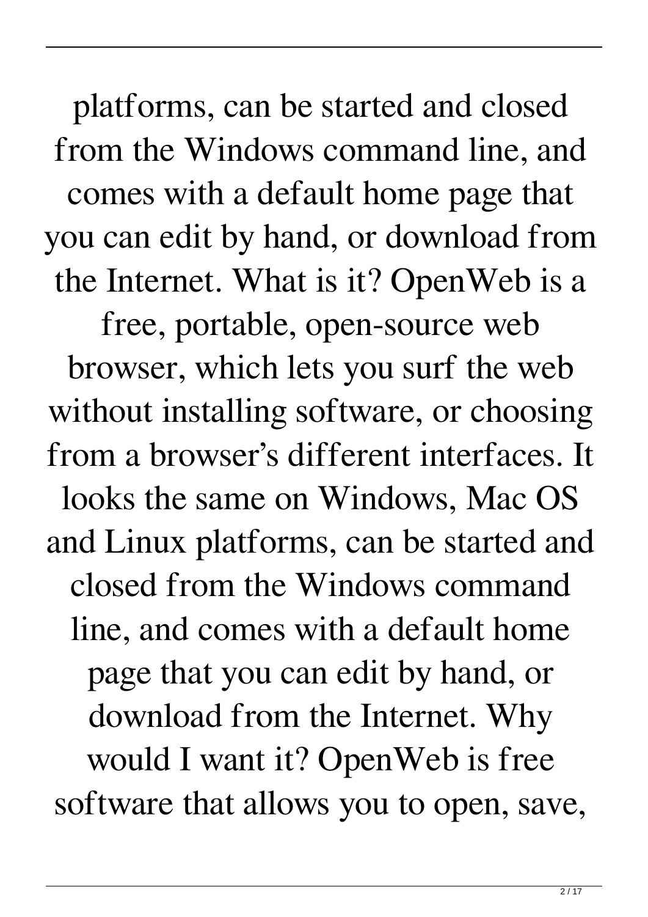platforms, can be started and closed from the Windows command line, and comes with a default home page that you can edit by hand, or download from the Internet. What is it? OpenWeb is a free, portable, open-source web browser, which lets you surf the web without installing software, or choosing from a browser's different interfaces. It looks the same on Windows, Mac OS and Linux platforms, can be started and closed from the Windows command line, and comes with a default home page that you can edit by hand, or download from the Internet. Why would I want it? OpenWeb is free software that allows you to open, save,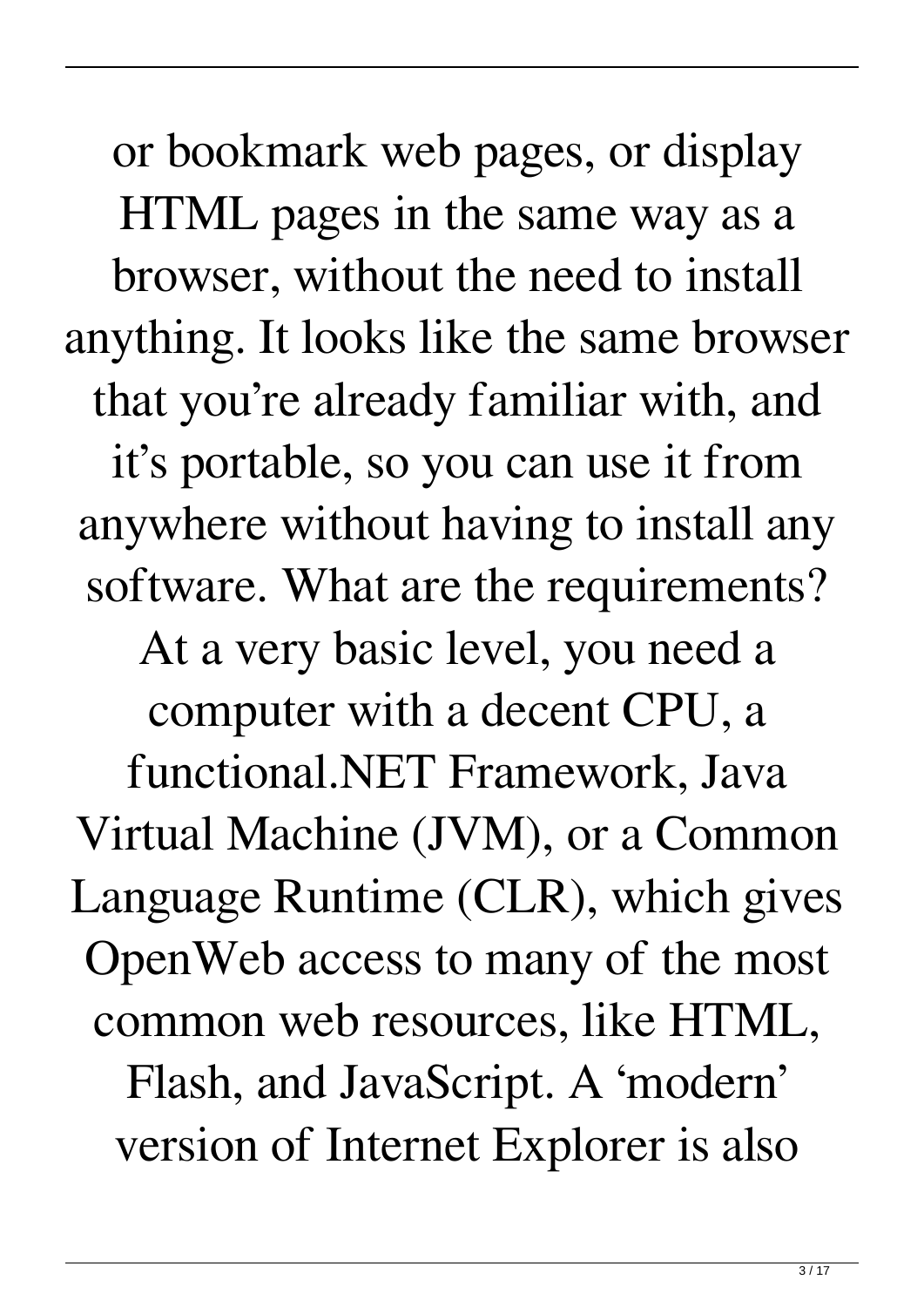or bookmark web pages, or display HTML pages in the same way as a browser, without the need to install anything. It looks like the same browser that you're already familiar with, and it's portable, so you can use it from anywhere without having to install any software. What are the requirements? At a very basic level, you need a computer with a decent CPU, a functional.NET Framework, Java Virtual Machine (JVM), or a Common Language Runtime (CLR), which gives OpenWeb access to many of the most common web resources, like HTML, Flash, and JavaScript. A 'modern' version of Internet Explorer is also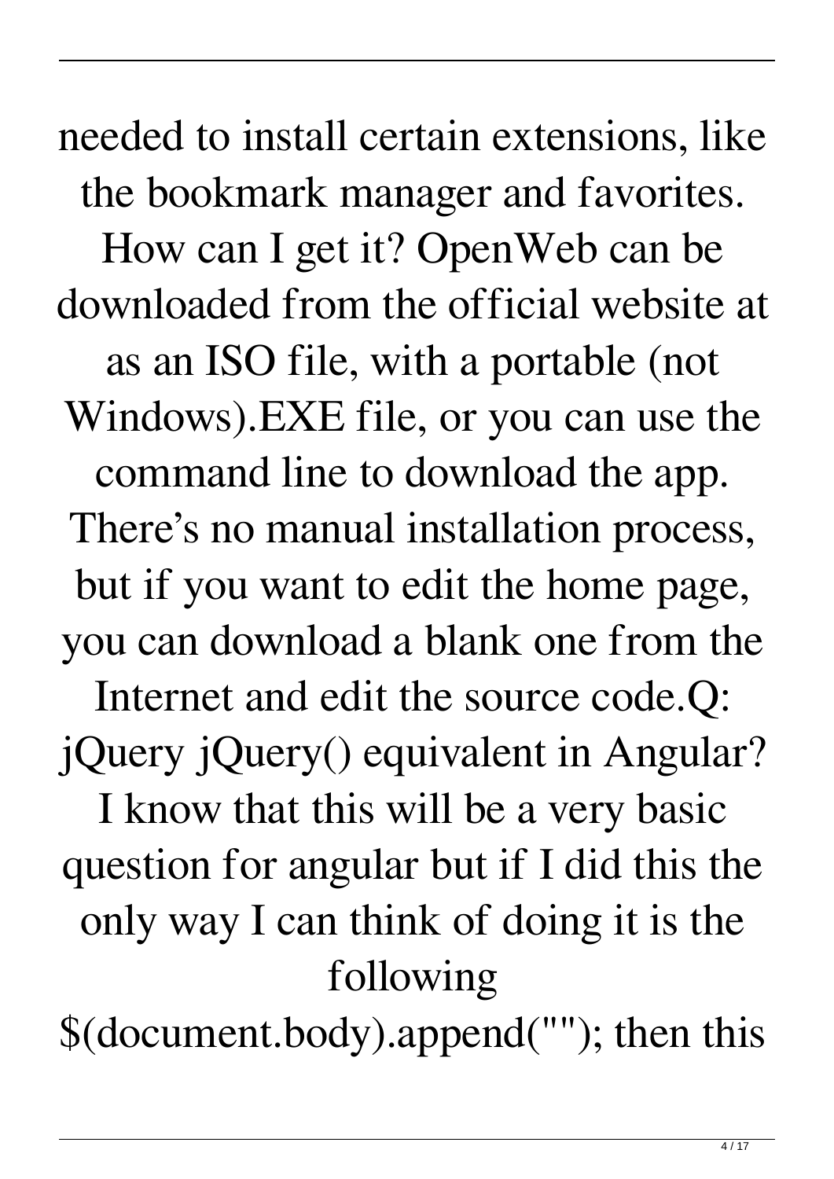needed to install certain extensions, like the bookmark manager and favorites. How can I get it? OpenWeb can be downloaded from the official website at as an ISO file, with a portable (not Windows).EXE file, or you can use the command line to download the app. There's no manual installation process, but if you want to edit the home page, you can download a blank one from the Internet and edit the source code.Q: jQuery jQuery() equivalent in Angular? I know that this will be a very basic question for angular but if I did this the only way I can think of doing it is the following $(document.body).append(""); then this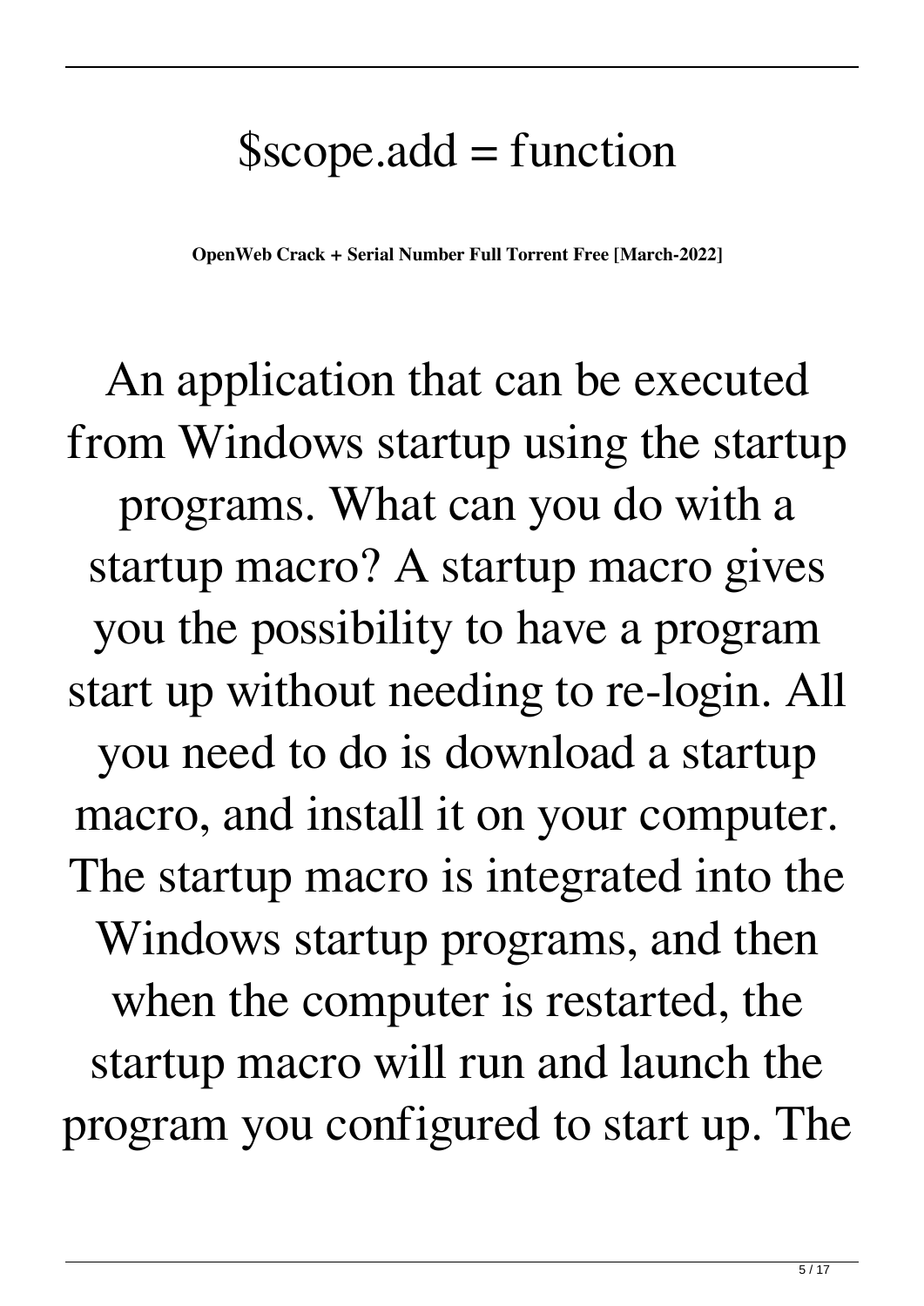# $scope.add = function

**OpenWeb Crack + Serial Number Full Torrent Free [March-2022]**

An application that can be executed from Windows startup using the startup programs. What can you do with a startup macro? A startup macro gives you the possibility to have a program start up without needing to re-login. All you need to do is download a startup macro, and install it on your computer. The startup macro is integrated into the Windows startup programs, and then when the computer is restarted, the startup macro will run and launch the program you configured to start up. The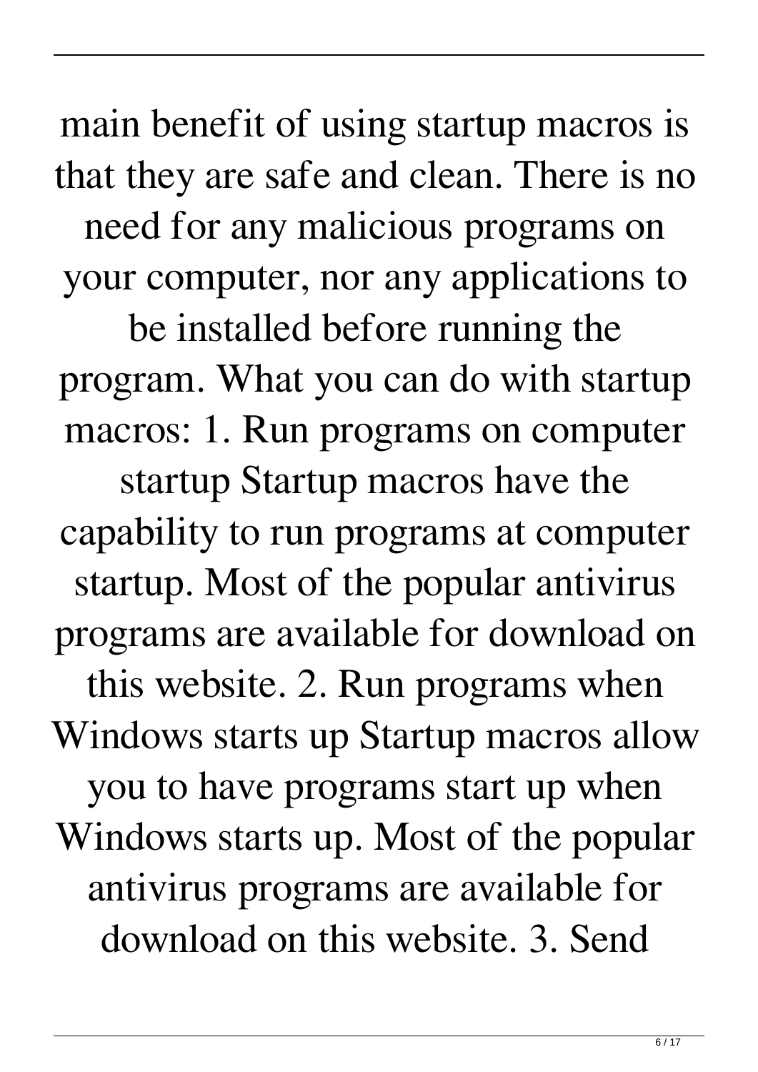main benefit of using startup macros is that they are safe and clean. There is no need for any malicious programs on your computer, nor any applications to be installed before running the program. What you can do with startup macros: 1. Run programs on computer startup Startup macros have the capability to run programs at computer startup. Most of the popular antivirus programs are available for download on this website. 2. Run programs when Windows starts up Startup macros allow you to have programs start up when Windows starts up. Most of the popular antivirus programs are available for download on this website. 3. Send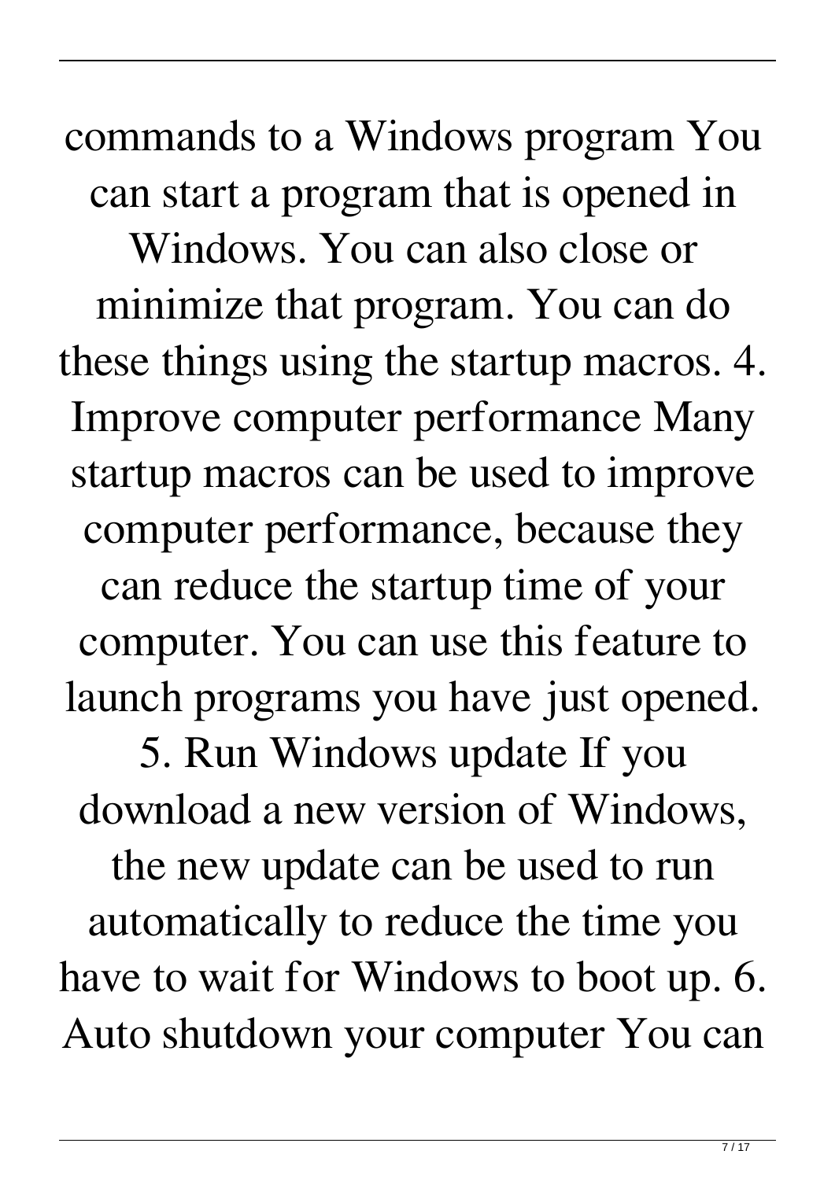commands to a Windows program You can start a program that is opened in Windows. You can also close or minimize that program. You can do these things using the startup macros. 4. Improve computer performance Many startup macros can be used to improve computer performance, because they can reduce the startup time of your computer. You can use this feature to launch programs you have just opened. 5. Run Windows update If you download a new version of Windows, the new update can be used to run automatically to reduce the time you have to wait for Windows to boot up. 6. Auto shutdown your computer You can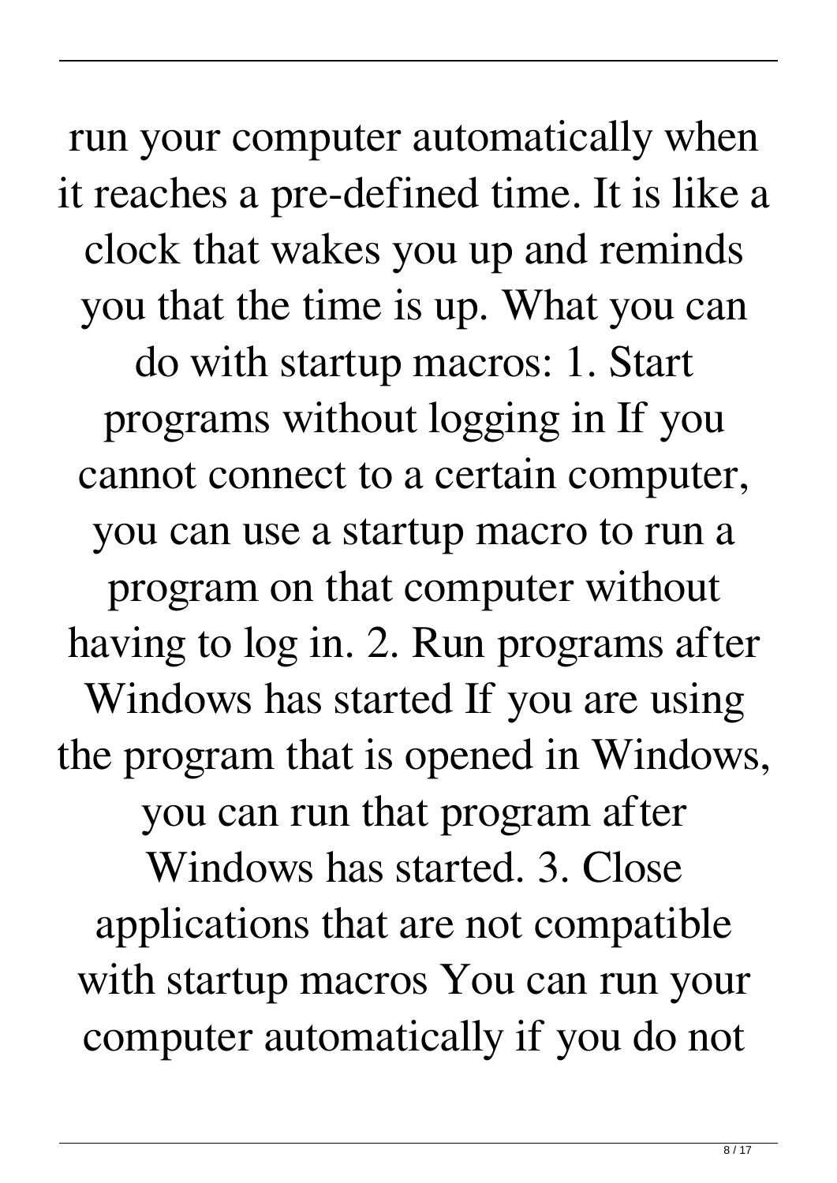run your computer automatically when it reaches a pre-defined time. It is like a clock that wakes you up and reminds you that the time is up. What you can do with startup macros: 1. Start programs without logging in If you cannot connect to a certain computer, you can use a startup macro to run a program on that computer without having to log in. 2. Run programs after Windows has started If you are using the program that is opened in Windows, you can run that program after Windows has started. 3. Close applications that are not compatible with startup macros You can run your computer automatically if you do not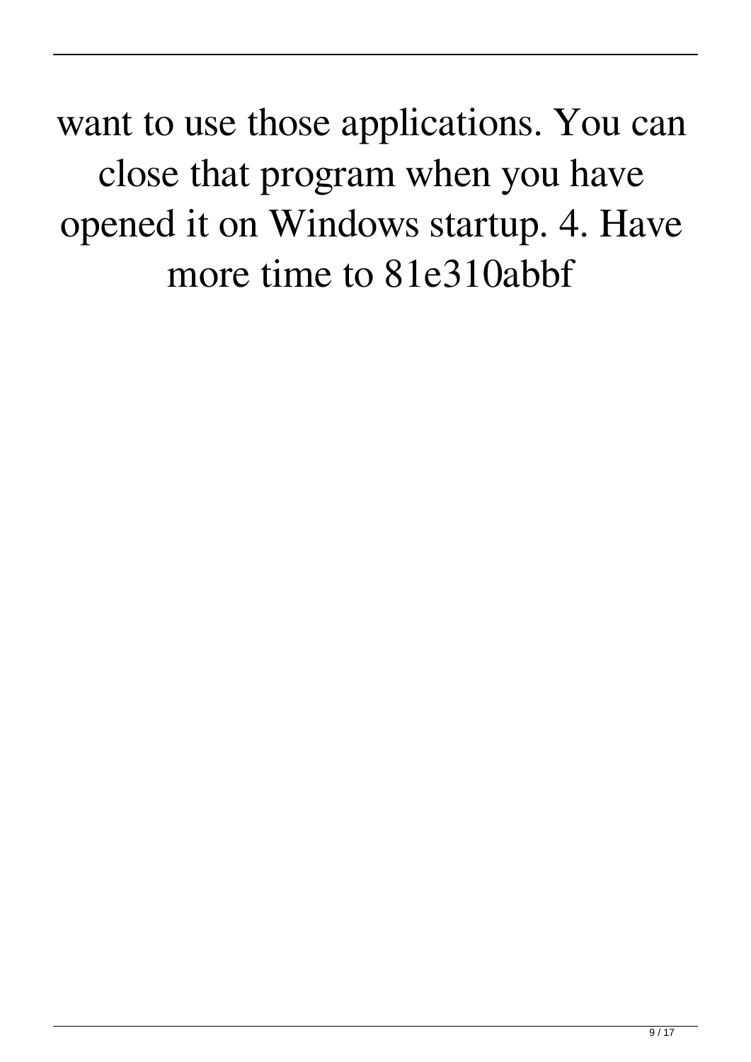want to use those applications. You can close that program when you have opened it on Windows startup. 4. Have more time to 81e310abbf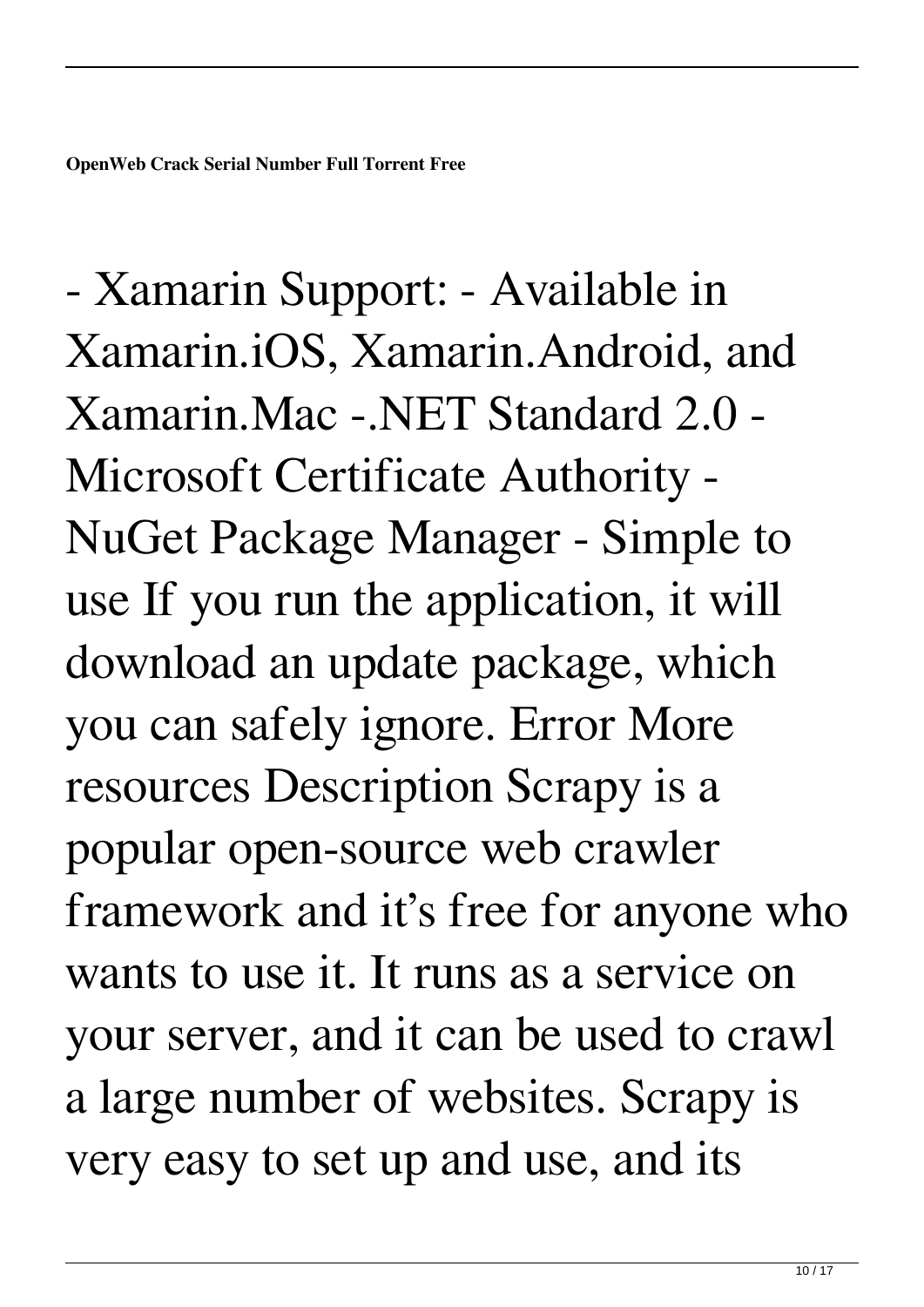**OpenWeb Crack Serial Number Full Torrent Free**

- Xamarin Support: - Available in Xamarin.iOS, Xamarin.Android, and Xamarin.Mac -.NET Standard 2.0 - Microsoft Certificate Authority - NuGet Package Manager - Simple to use If you run the application, it will download an update package, which you can safely ignore. Error More resources Description Scrapy is a popular open-source web crawler framework and it's free for anyone who wants to use it. It runs as a service on your server, and it can be used to crawl a large number of websites. Scrapy is very easy to set up and use, and its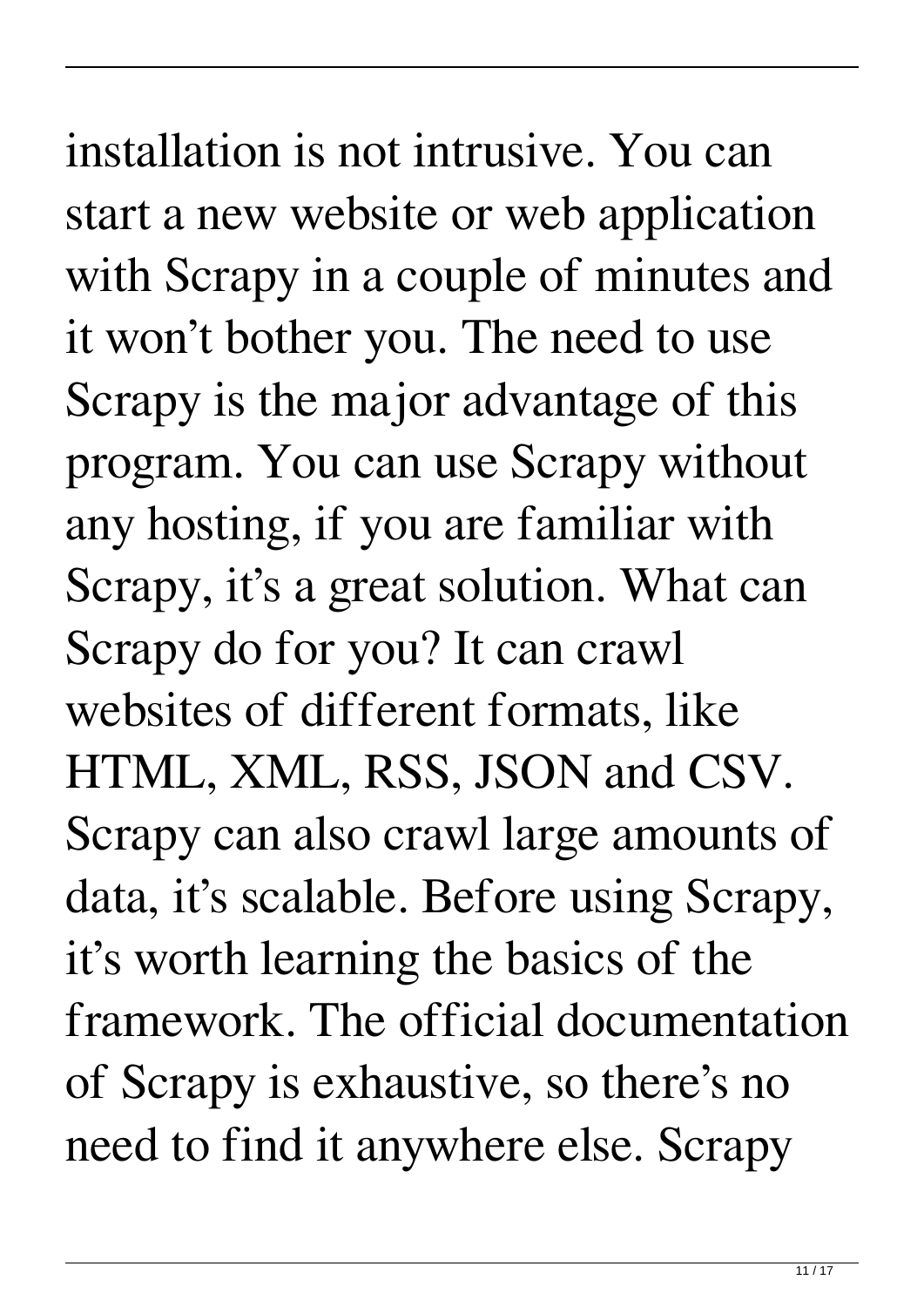installation is not intrusive. You can start a new website or web application with Scrapy in a couple of minutes and it won't bother you. The need to use Scrapy is the major advantage of this program. You can use Scrapy without any hosting, if you are familiar with Scrapy, it's a great solution. What can Scrapy do for you? It can crawl websites of different formats, like HTML, XML, RSS, JSON and CSV. Scrapy can also crawl large amounts of data, it's scalable. Before using Scrapy, it's worth learning the basics of the framework. The official documentation of Scrapy is exhaustive, so there's no need to find it anywhere else. Scrapy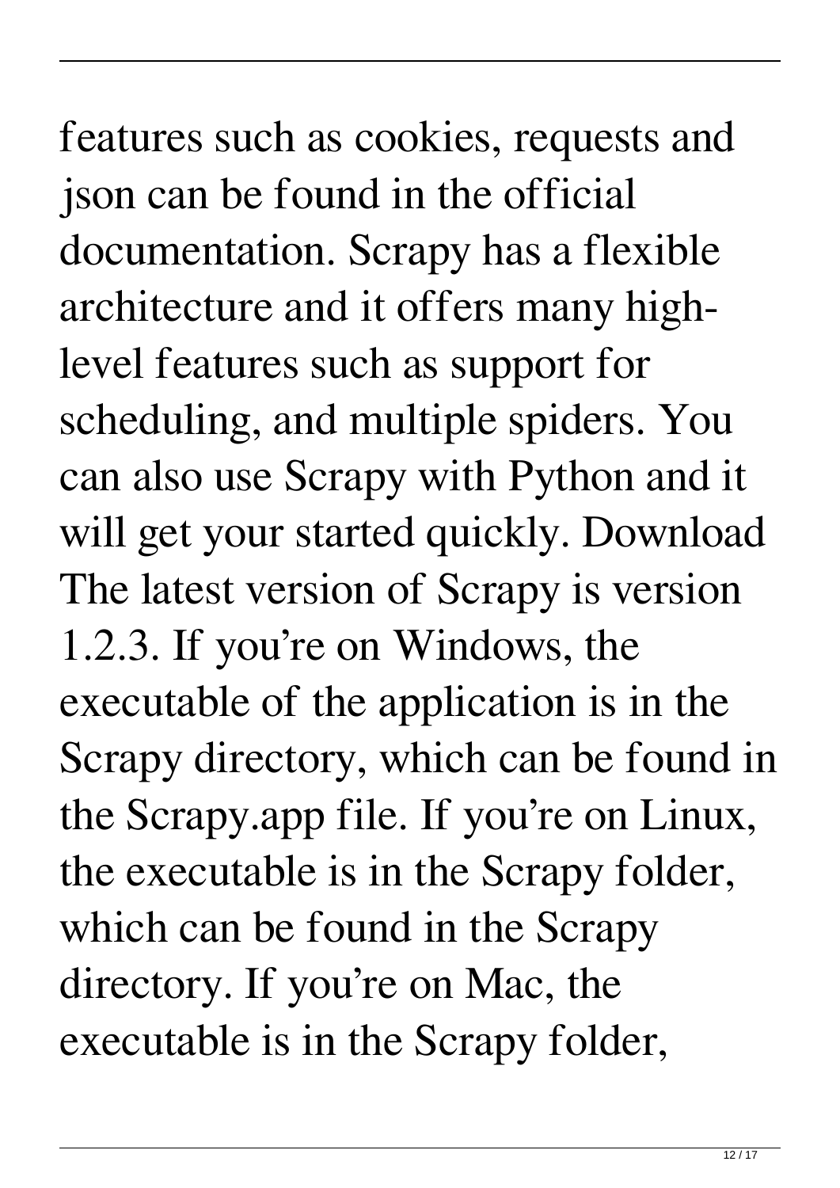features such as cookies, requests and json can be found in the official documentation. Scrapy has a flexible architecture and it offers many high-level features such as support for scheduling, and multiple spiders. You can also use Scrapy with Python and it will get your started quickly. Download The latest version of Scrapy is version 1.2.3. If you’re on Windows, the executable of the application is in the Scrapy directory, which can be found in the Scrapy.app file. If you’re on Linux, the executable is in the Scrapy folder, which can be found in the Scrapy directory. If you’re on Mac, the executable is in the Scrapy folder,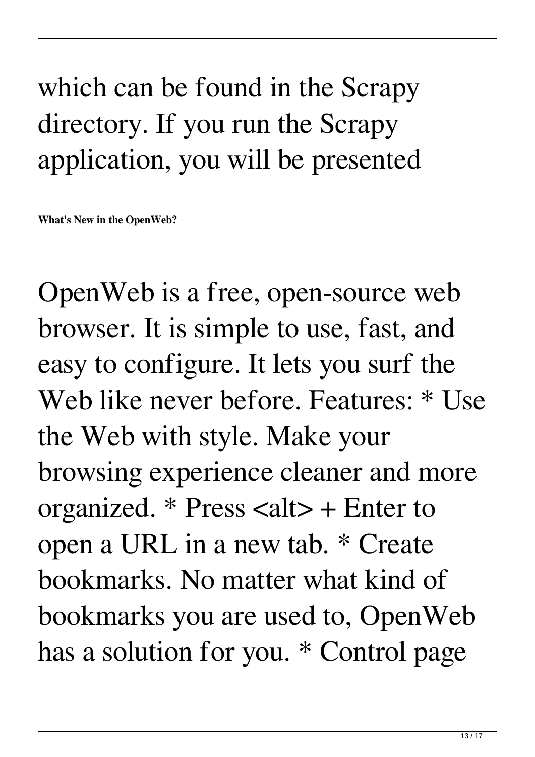which can be found in the Scrapy directory. If you run the Scrapy application, you will be presented

**What's New in the OpenWeb?**

OpenWeb is a free, open-source web browser. It is simple to use, fast, and easy to configure. It lets you surf the Web like never before. Features: * Use the Web with style. Make your browsing experience cleaner and more organized. * Press <alt> + Enter to open a URL in a new tab. * Create bookmarks. No matter what kind of bookmarks you are used to, OpenWeb has a solution for you. * Control page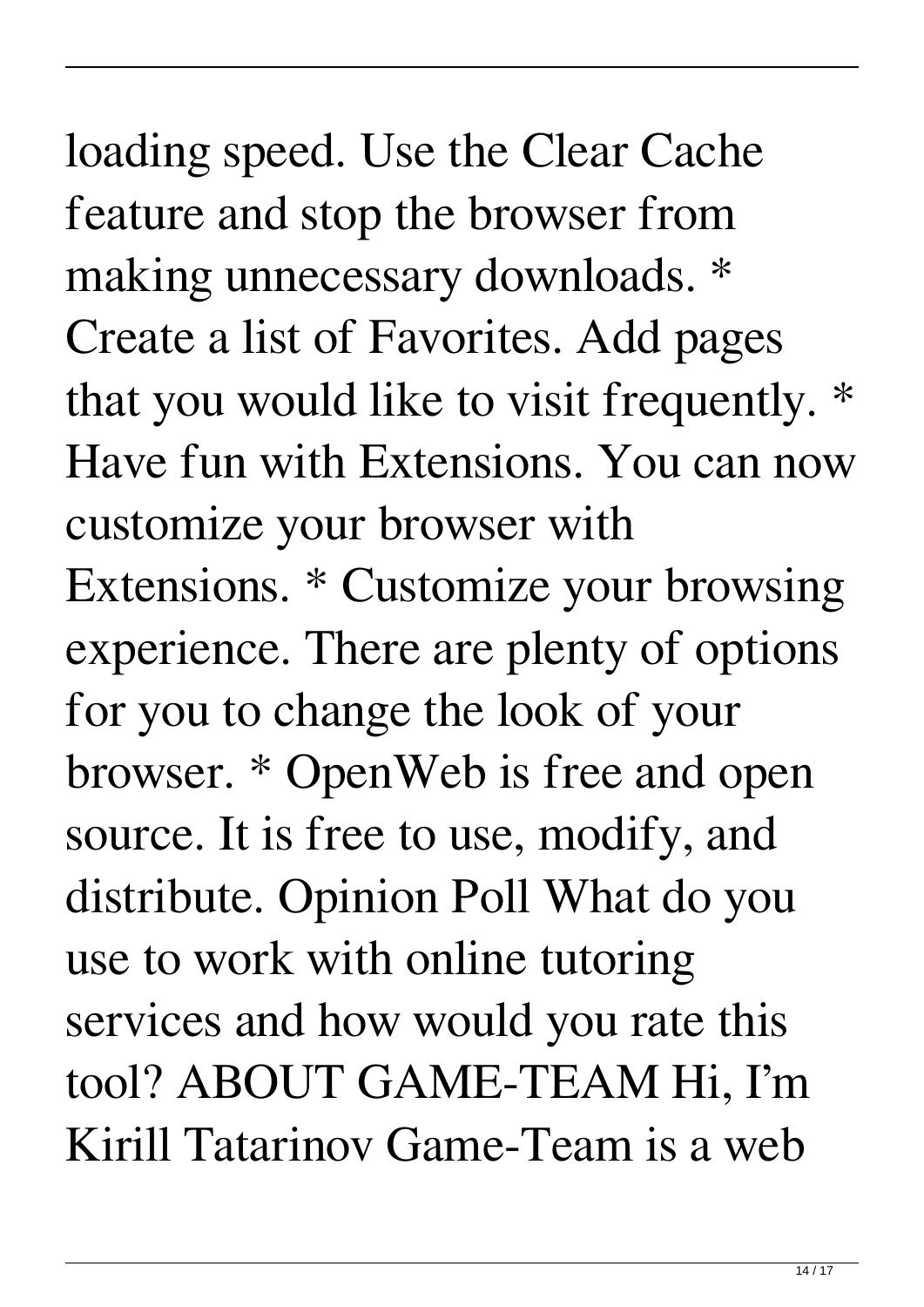loading speed. Use the Clear Cache feature and stop the browser from making unnecessary downloads. * Create a list of Favorites. Add pages that you would like to visit frequently. * Have fun with Extensions. You can now customize your browser with Extensions. * Customize your browsing experience. There are plenty of options for you to change the look of your browser. * OpenWeb is free and open source. It is free to use, modify, and distribute. Opinion Poll What do you use to work with online tutoring services and how would you rate this tool? ABOUT GAME-TEAM Hi, I'm Kirill Tatarinov Game-Team is a web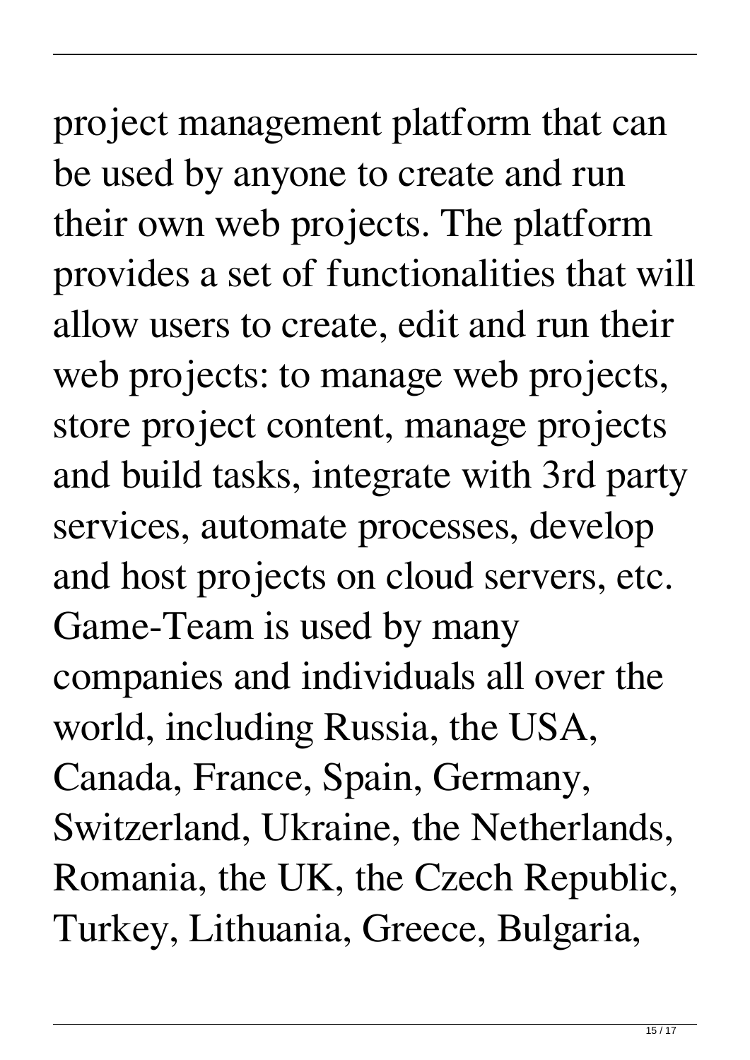project management platform that can be used by anyone to create and run their own web projects. The platform provides a set of functionalities that will allow users to create, edit and run their web projects: to manage web projects, store project content, manage projects and build tasks, integrate with 3rd party services, automate processes, develop and host projects on cloud servers, etc. Game-Team is used by many companies and individuals all over the world, including Russia, the USA, Canada, France, Spain, Germany, Switzerland, Ukraine, the Netherlands, Romania, the UK, the Czech Republic, Turkey, Lithuania, Greece, Bulgaria,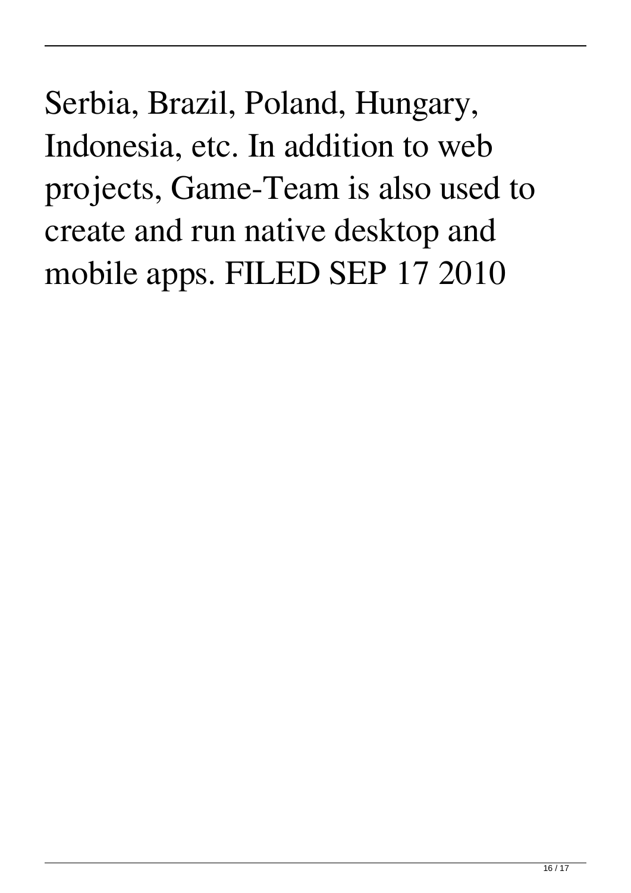Serbia, Brazil, Poland, Hungary, Indonesia, etc. In addition to web projects, Game-Team is also used to create and run native desktop and mobile apps. FILED SEP 17 2010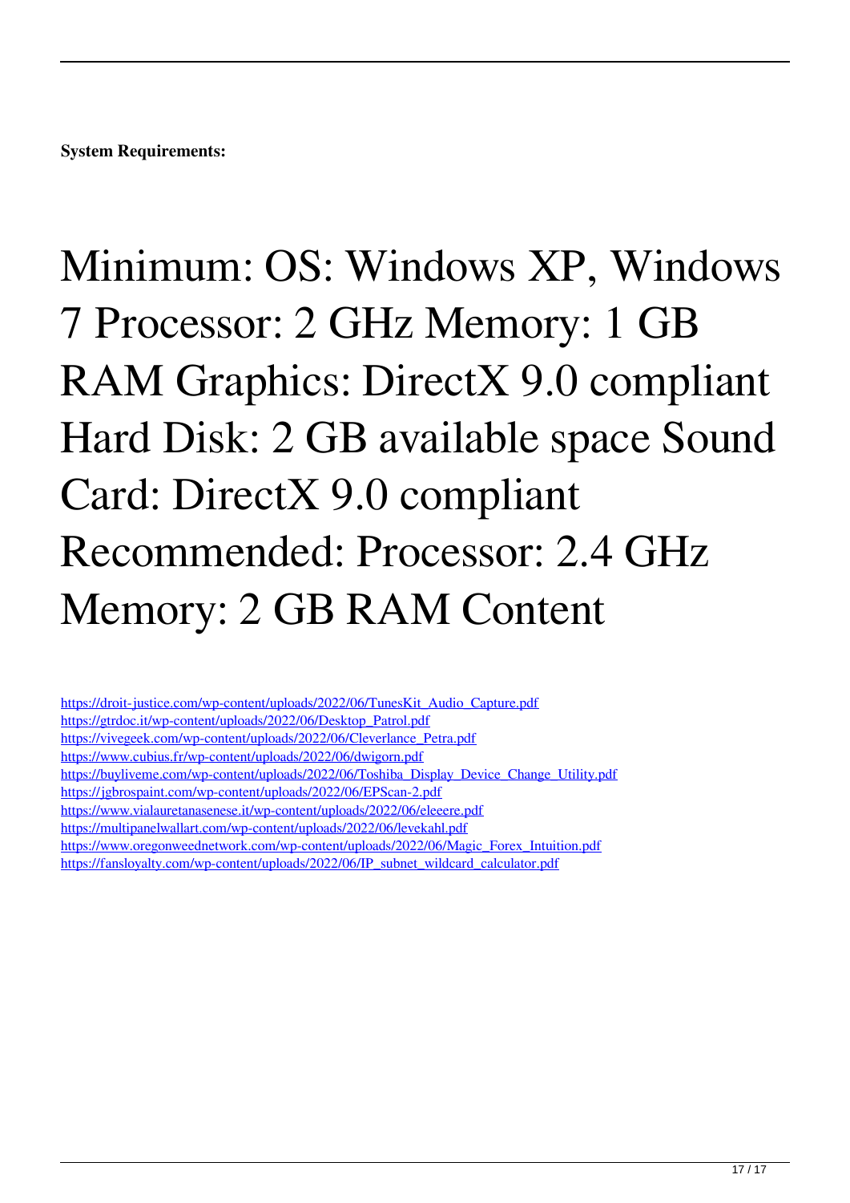**System Requirements:**

# Minimum: OS: Windows XP, Windows 7 Processor: 2 GHz Memory: 1 GB RAM Graphics: DirectX 9.0 compliant Hard Disk: 2 GB available space Sound Card: DirectX 9.0 compliant Recommended: Processor: 2.4 GHz Memory: 2 GB RAM Content

https://droit-justice.com/wp-content/uploads/2022/06/TunesKit_Audio_Capture.pdf
https://gtrdoc.it/wp-content/uploads/2022/06/Desktop_Patrol.pdf
https://vivegeek.com/wp-content/uploads/2022/06/Cleverlance_Petra.pdf
https://www.cubius.fr/wp-content/uploads/2022/06/dwigorn.pdf
https://buyliveme.com/wp-content/uploads/2022/06/Toshiba_Display_Device_Change_Utility.pdf
https://jgbrospaint.com/wp-content/uploads/2022/06/EPScan-2.pdf
https://www.vialauretanasenese.it/wp-content/uploads/2022/06/eleeere.pdf
https://multipanelwallart.com/wp-content/uploads/2022/06/levekahl.pdf
https://www.oregonweednetwork.com/wp-content/uploads/2022/06/Magic_Forex_Intuition.pdf
https://fansloyalty.com/wp-content/uploads/2022/06/IP_subnet_wildcard_calculator.pdf